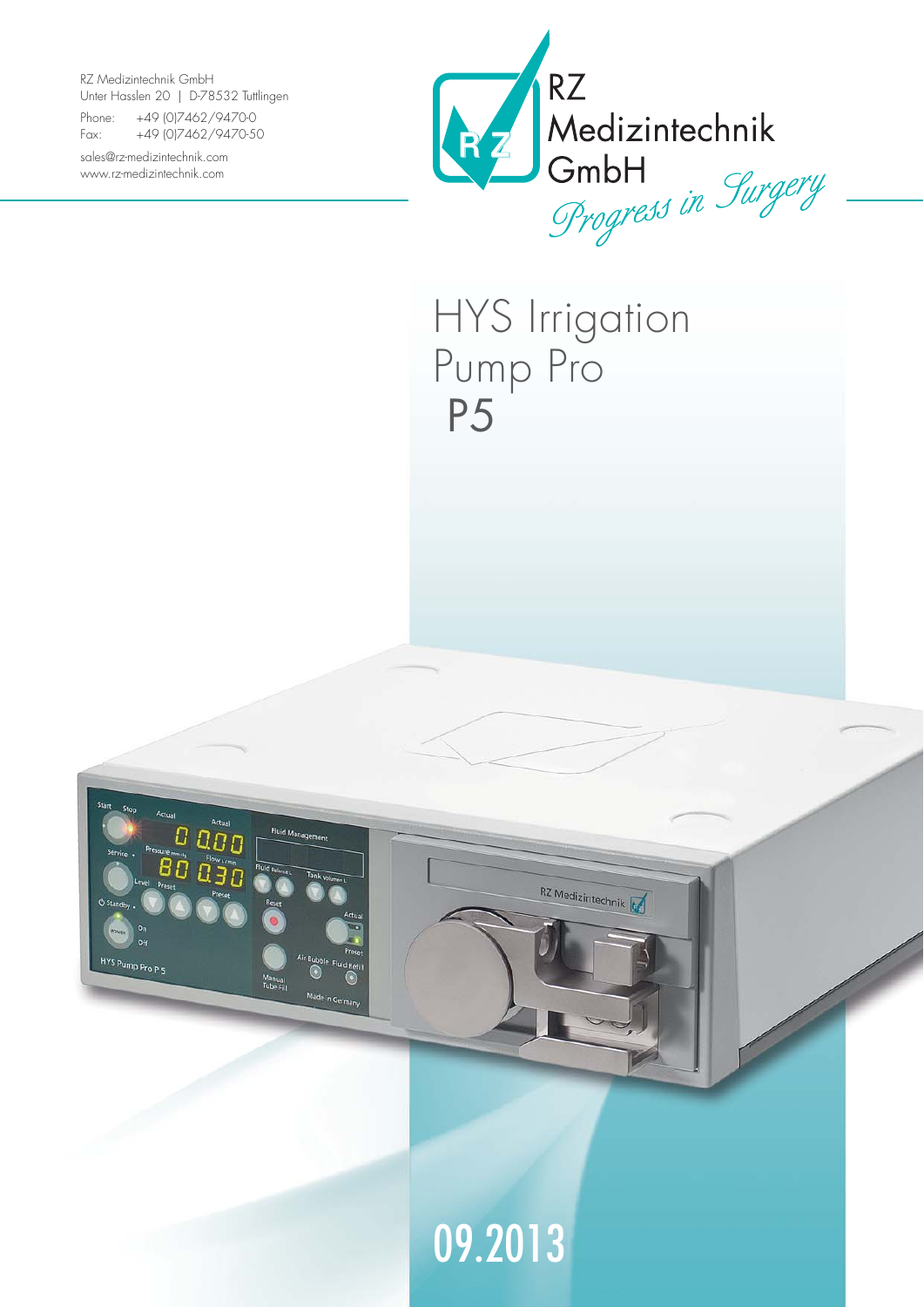RZ Medizintechnik GmbH
Unter Hasslen 20 | D-78532 Tuttlingen

Phone: +49 (0)7462/9470-0
Fax: +49 (0)7462/9470-50

sales@rz-medizintechnik.com
www.rz-medizintechnik.com

RZ Medizintechnik GmbH
*Progress in Surgery*

# HYS Irrigation Pump Pro P5

09.2013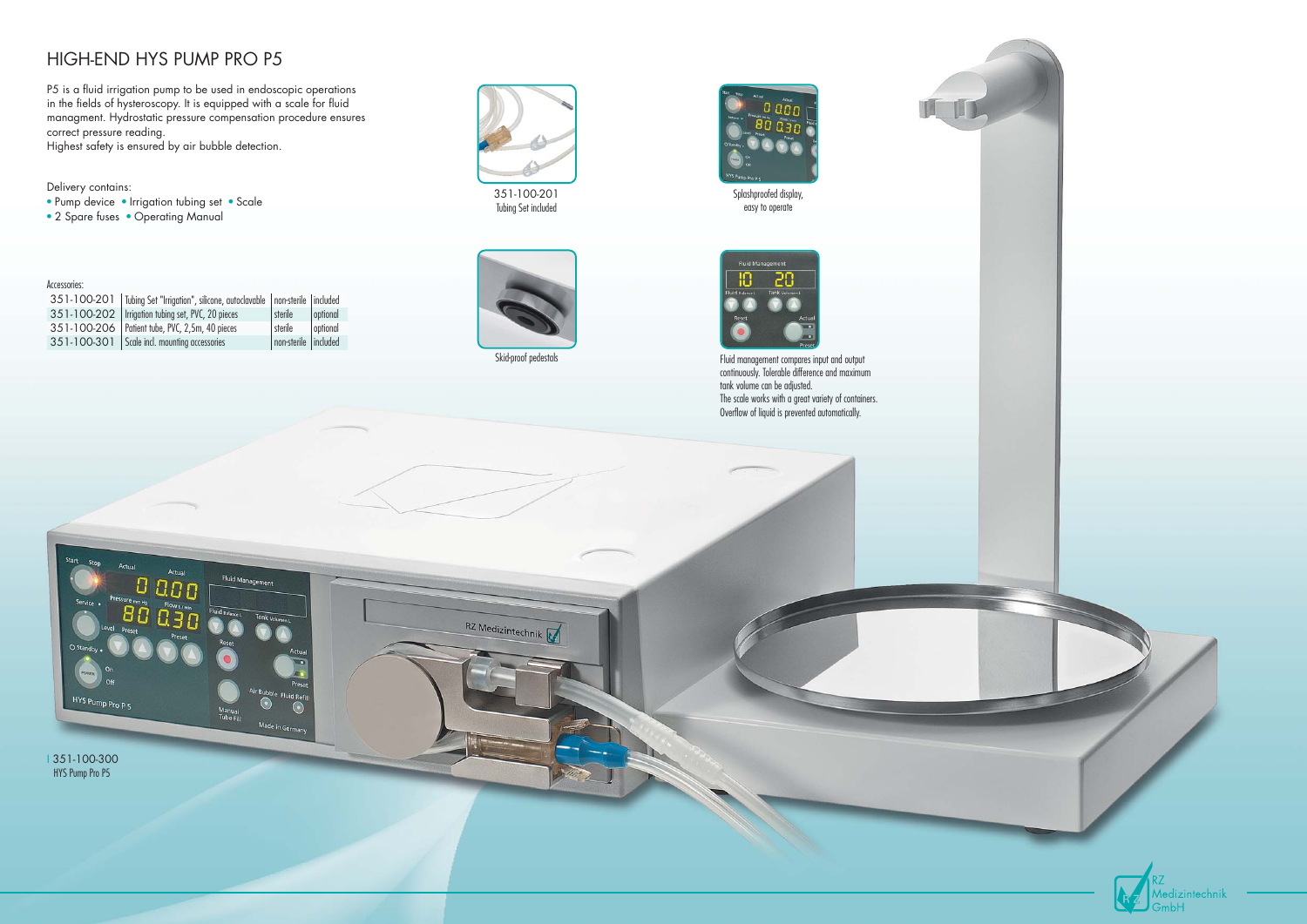# HIGH-END HYS PUMP PRO P5

P5 is a fluid irrigation pump to be used in endoscopic operations in the fields of hysteroscopy. It is equipped with a scale for fluid managment. Hydrostatic pressure compensation procedure ensures correct pressure reading.
Highest safety is ensured by air bubble detection.

Delivery contains:

- Pump device
- Irrigation tubing set
- Scale
- 2 Spare fuses
- Operating Manual

Accessories:

| | | | |
|---|---|---|---|
| 351-100-201 | Tubing Set "Irrigation", silicone, autoclavable | non-sterile | included |
| 351-100-202 | Irrigation tubing set, PVC, 20 pieces | sterile | optional |
| 351-100-206 | Patient tube, PVC, 2,5m, 40 pieces | sterile | optional |
| 351-100-301 | Scale incl. mounting accessories | non-sterile | included |

351-100-201
Tubing Set included

Splashproofed display, easy to operate

Skid-proof pedestals

Fluid management compares input and output continuously. Tolerable difference and maximum tank volume can be adjusted.
The scale works with a great variety of containers.
Overflow of liquid is prevented automatically.

351-100-300
HYS Pump Pro P5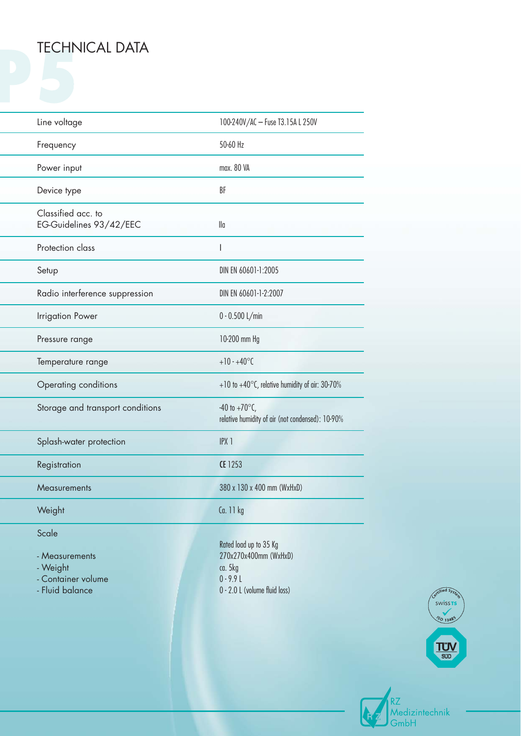# TECHNICAL DATA

| | |
|---|---|
| Line voltage | 100-240V/AC – Fuse T3.15A L 250V |
| Frequency | 50-60 Hz |
| Power input | max. 80 VA |
| Device type | BF |
| Classified acc. to EG-Guidelines 93/42/EEC | IIa |
| Protection class | I |
| Setup | DIN EN 60601-1:2005 |
| Radio interference suppression | DIN EN 60601-1-2:2007 |
| Irrigation Power | 0 - 0.500 L/min |
| Pressure range | 10-200 mm Hg |
| Temperature range | +10 - +40°C |
| Operating conditions | +10 to +40°C, relative humidity of air: 30-70% |
| Storage and transport conditions | -40 to +70°C, relative humidity of air (not condensed): 10-90% |
| Splash-water protection | IPX 1 |
| Registration | CE 1253 |
| Measurements | 380 x 130 x 400 mm (WxHxD) |
| Weight | Ca. 11 kg |
| Scale | Rated load up to 35 Kg |
| - Measurements | 270x270x400mm (WxHxD) |
| - Weight | ca. 5kg |
| - Container volume | 0 - 9.9 L |
| - Fluid balance | 0 - 2.0 L (volume fluid loss) |

Certified System swiss TS ISO 13485

TÜV SÜD

RZ Medizintechnik GmbH